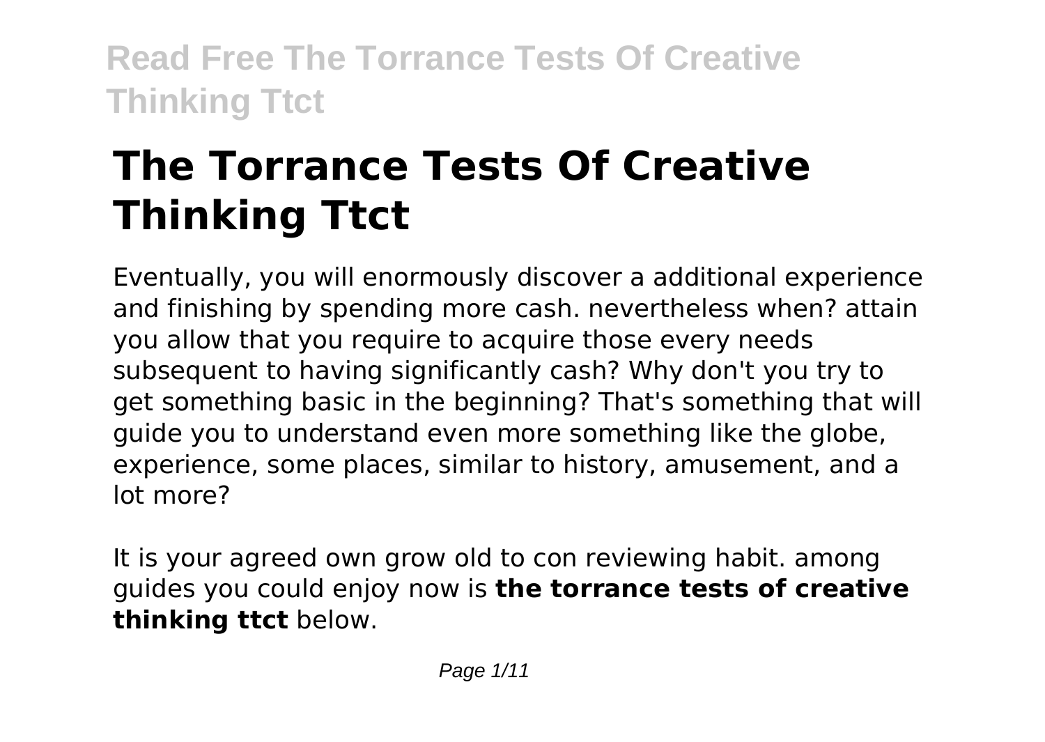# The Torrance Tests Of Creative Thinking Ttct

Eventually, you will enormously discover a additional experience and finishing by spending more cash. nevertheless when? attain you allow that you require to acquire those every needs subsequent to having significantly cash? Why don't you try to get something basic in the beginning? That's something that will guide you to understand even more something like the globe, experience, some places, similar to history, amusement, and a lot more?

It is your agreed own grow old to con reviewing habit. among guides you could enjoy now is **the torrance tests of creative thinking ttct** below.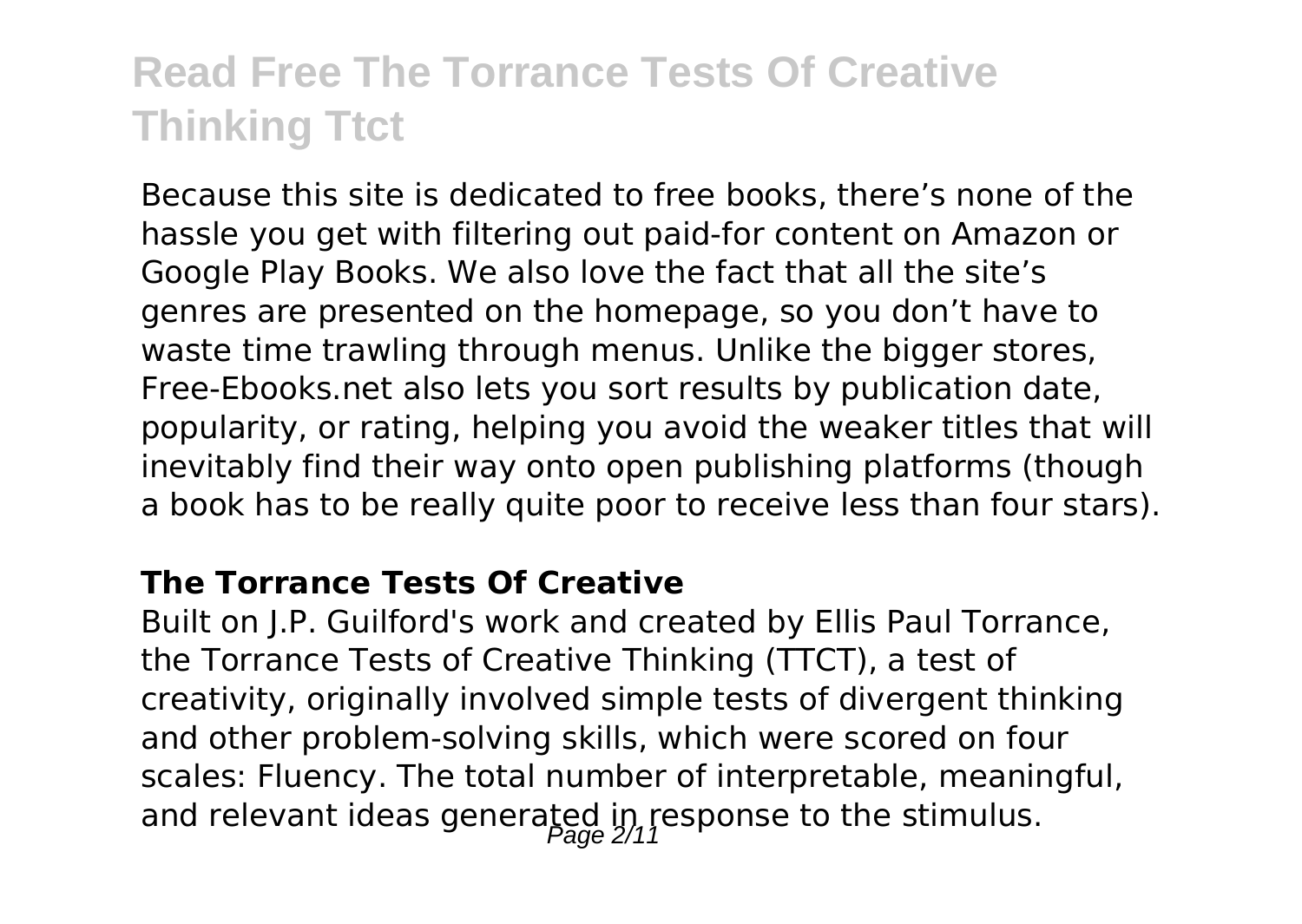Because this site is dedicated to free books, there's none of the hassle you get with filtering out paid-for content on Amazon or Google Play Books. We also love the fact that all the site's genres are presented on the homepage, so you don't have to waste time trawling through menus. Unlike the bigger stores, Free-Ebooks.net also lets you sort results by publication date, popularity, or rating, helping you avoid the weaker titles that will inevitably find their way onto open publishing platforms (though a book has to be really quite poor to receive less than four stars).

### The Torrance Tests Of Creative

Built on J.P. Guilford's work and created by Ellis Paul Torrance, the Torrance Tests of Creative Thinking (TTCT), a test of creativity, originally involved simple tests of divergent thinking and other problem-solving skills, which were scored on four scales: Fluency. The total number of interpretable, meaningful, and relevant ideas generated in response to the stimulus.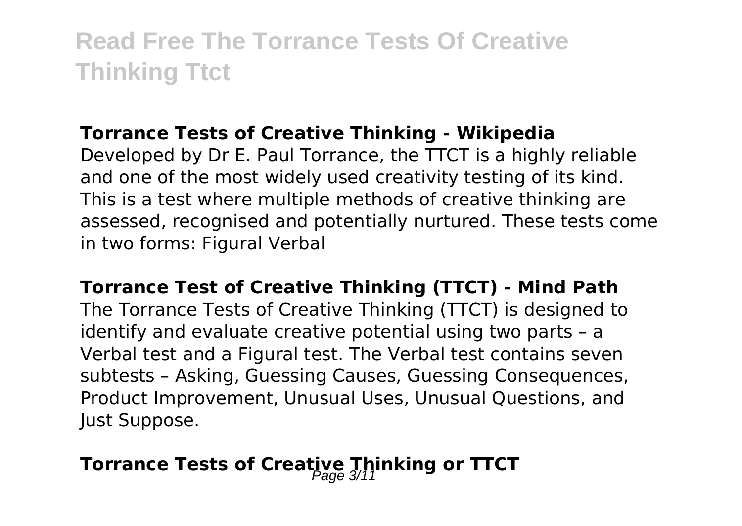### Torrance Tests of Creative Thinking - Wikipedia

Developed by Dr E. Paul Torrance, the TTCT is a highly reliable and one of the most widely used creativity testing of its kind. This is a test where multiple methods of creative thinking are assessed, recognised and potentially nurtured. These tests come in two forms: Figural Verbal

### Torrance Test of Creative Thinking (TTCT) - Mind Path

The Torrance Tests of Creative Thinking (TTCT) is designed to identify and evaluate creative potential using two parts – a Verbal test and a Figural test. The Verbal test contains seven subtests – Asking, Guessing Causes, Guessing Consequences, Product Improvement, Unusual Uses, Unusual Questions, and Just Suppose.

### Torrance Tests of Creative Thinking or TTCT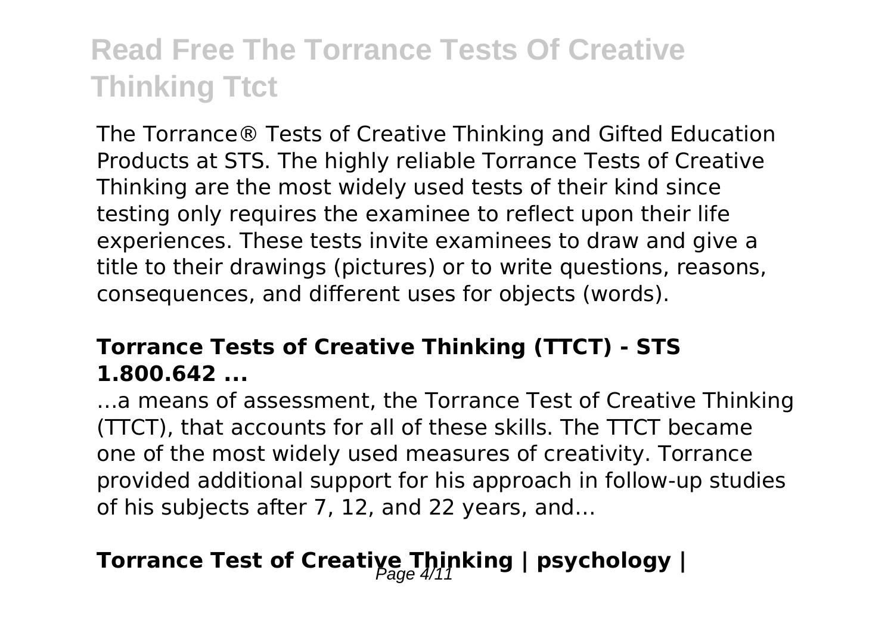The Torrance® Tests of Creative Thinking and Gifted Education Products at STS. The highly reliable Torrance Tests of Creative Thinking are the most widely used tests of their kind since testing only requires the examinee to reflect upon their life experiences. These tests invite examinees to draw and give a title to their drawings (pictures) or to write questions, reasons, consequences, and different uses for objects (words).

## Torrance Tests of Creative Thinking (TTCT) - STS 1.800.642 ...

…a means of assessment, the Torrance Test of Creative Thinking (TTCT), that accounts for all of these skills. The TTCT became one of the most widely used measures of creativity. Torrance provided additional support for his approach in follow-up studies of his subjects after 7, 12, and 22 years, and…

## Torrance Test of Creative Thinking | psychology |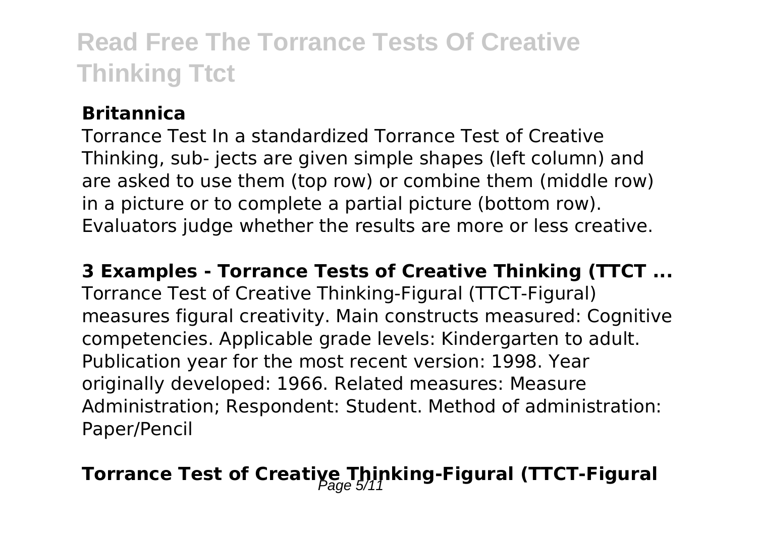### Britannica

Torrance Test In a standardized Torrance Test of Creative Thinking, sub- jects are given simple shapes (left column) and are asked to use them (top row) or combine them (middle row) in a picture or to complete a partial picture (bottom row). Evaluators judge whether the results are more or less creative.

### 3 Examples - Torrance Tests of Creative Thinking (TTCT ...

Torrance Test of Creative Thinking-Figural (TTCT-Figural) measures figural creativity. Main constructs measured: Cognitive competencies. Applicable grade levels: Kindergarten to adult. Publication year for the most recent version: 1998. Year originally developed: 1966. Related measures: Measure Administration; Respondent: Student. Method of administration: Paper/Pencil

## Torrance Test of Creative Thinking-Figural (TTCT-Figural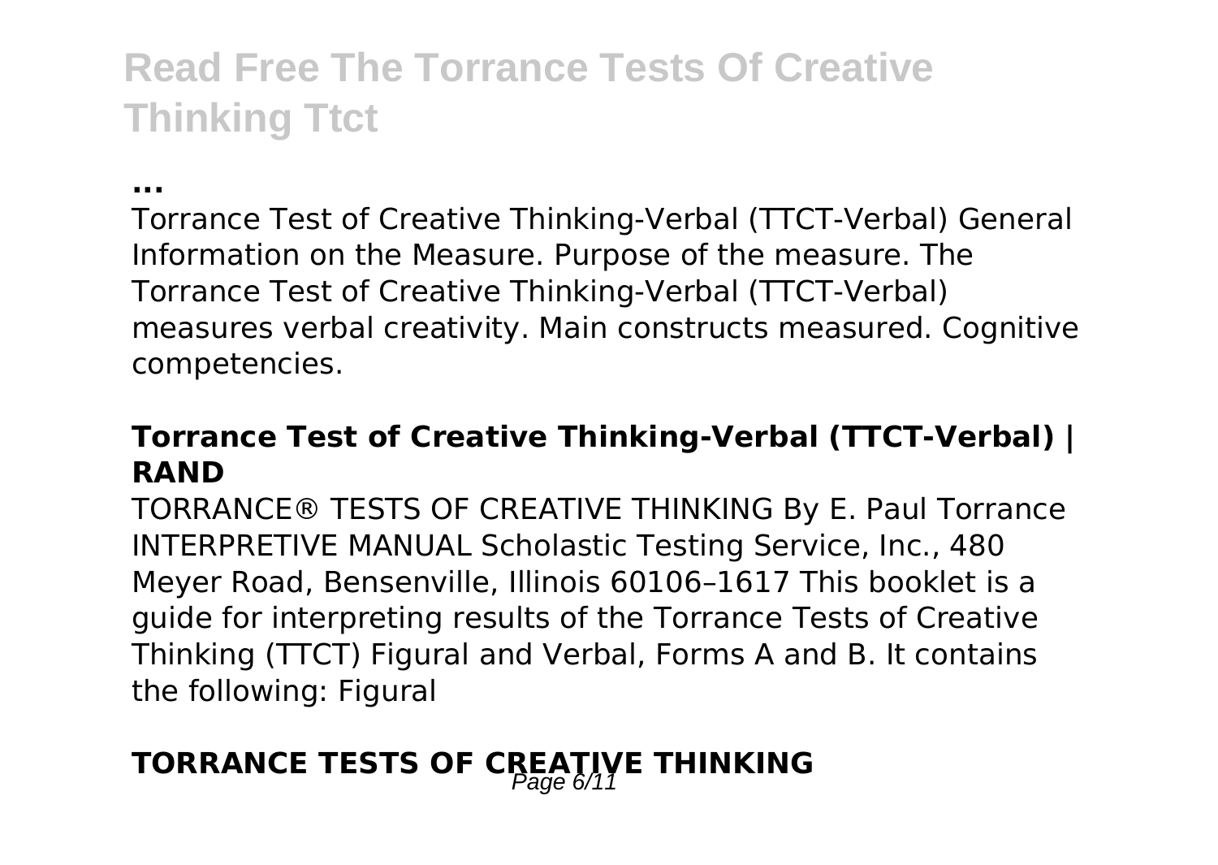**...**

Torrance Test of Creative Thinking-Verbal (TTCT-Verbal) General Information on the Measure. Purpose of the measure. The Torrance Test of Creative Thinking-Verbal (TTCT-Verbal) measures verbal creativity. Main constructs measured. Cognitive competencies.

### **Torrance Test of Creative Thinking-Verbal (TTCT-Verbal) | RAND**

TORRANCE® TESTS OF CREATIVE THINKING By E. Paul Torrance INTERPRETIVE MANUAL Scholastic Testing Service, Inc., 480 Meyer Road, Bensenville, Illinois 60106–1617 This booklet is a guide for interpreting results of the Torrance Tests of Creative Thinking (TTCT) Figural and Verbal, Forms A and B. It contains the following: Figural

### **TORRANCE TESTS OF CREATIVE THINKING**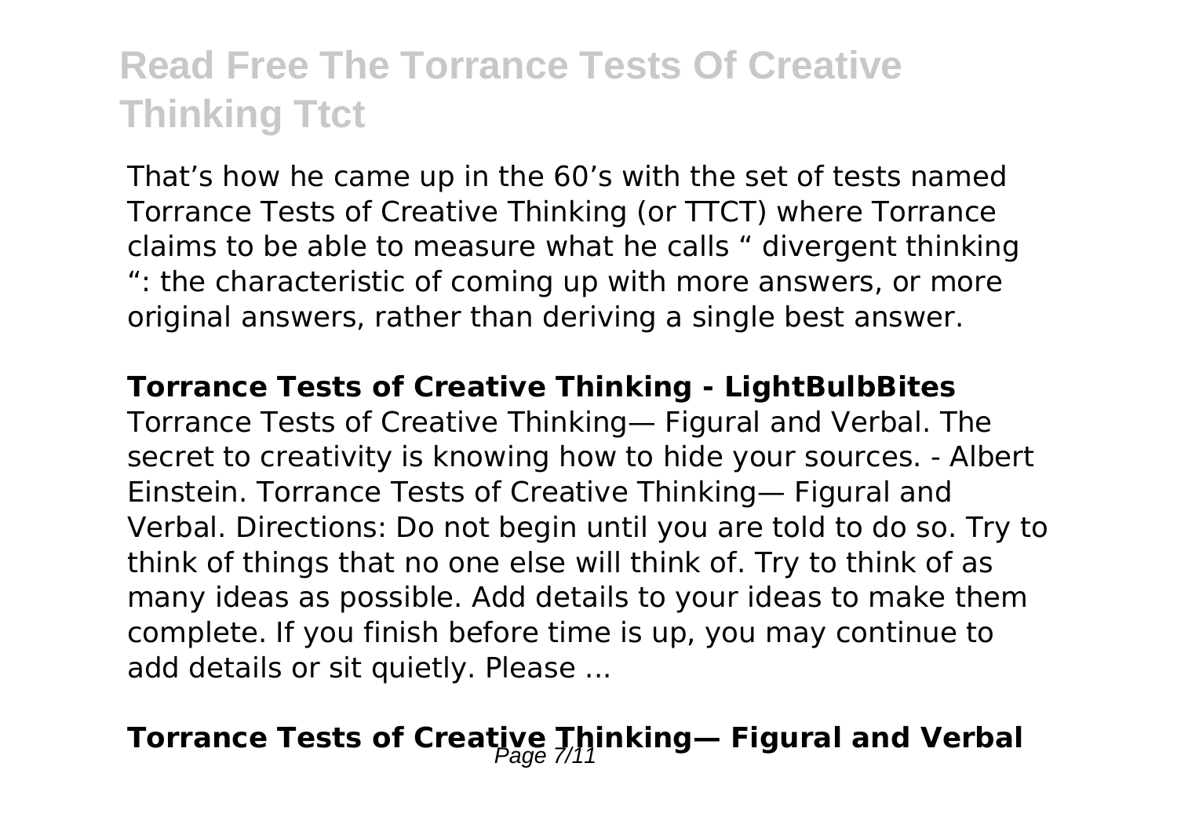That's how he came up in the 60's with the set of tests named Torrance Tests of Creative Thinking (or TTCT) where Torrance claims to be able to measure what he calls " divergent thinking ": the characteristic of coming up with more answers, or more original answers, rather than deriving a single best answer.

**Torrance Tests of Creative Thinking - LightBulbBites**

Torrance Tests of Creative Thinking— Figural and Verbal. The secret to creativity is knowing how to hide your sources. - Albert Einstein. Torrance Tests of Creative Thinking— Figural and Verbal. Directions: Do not begin until you are told to do so. Try to think of things that no one else will think of. Try to think of as many ideas as possible. Add details to your ideas to make them complete. If you finish before time is up, you may continue to add details or sit quietly. Please ...

## Torrance Tests of Creative Thinking— Figural and Verbal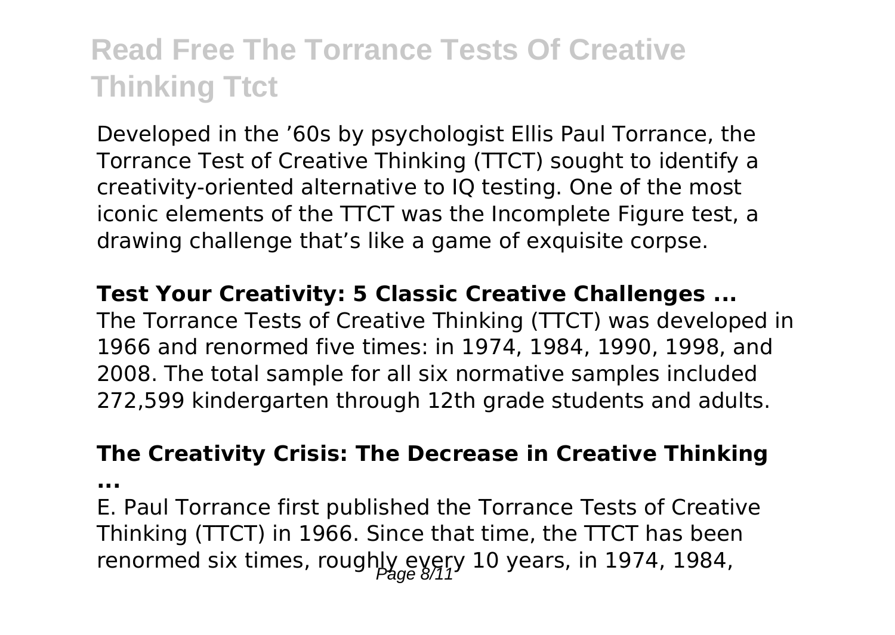# Read Free The Torrance Tests Of Creative Thinking Ttct

Developed in the '60s by psychologist Ellis Paul Torrance, the Torrance Test of Creative Thinking (TTCT) sought to identify a creativity-oriented alternative to IQ testing. One of the most iconic elements of the TTCT was the Incomplete Figure test, a drawing challenge that's like a game of exquisite corpse.

**Test Your Creativity: 5 Classic Creative Challenges ...**

The Torrance Tests of Creative Thinking (TTCT) was developed in 1966 and renormed five times: in 1974, 1984, 1990, 1998, and 2008. The total sample for all six normative samples included 272,599 kindergarten through 12th grade students and adults.

**The Creativity Crisis: The Decrease in Creative Thinking ...**

E. Paul Torrance first published the Torrance Tests of Creative Thinking (TTCT) in 1966. Since that time, the TTCT has been renormed six times, roughly every 10 years, in 1974, 1984,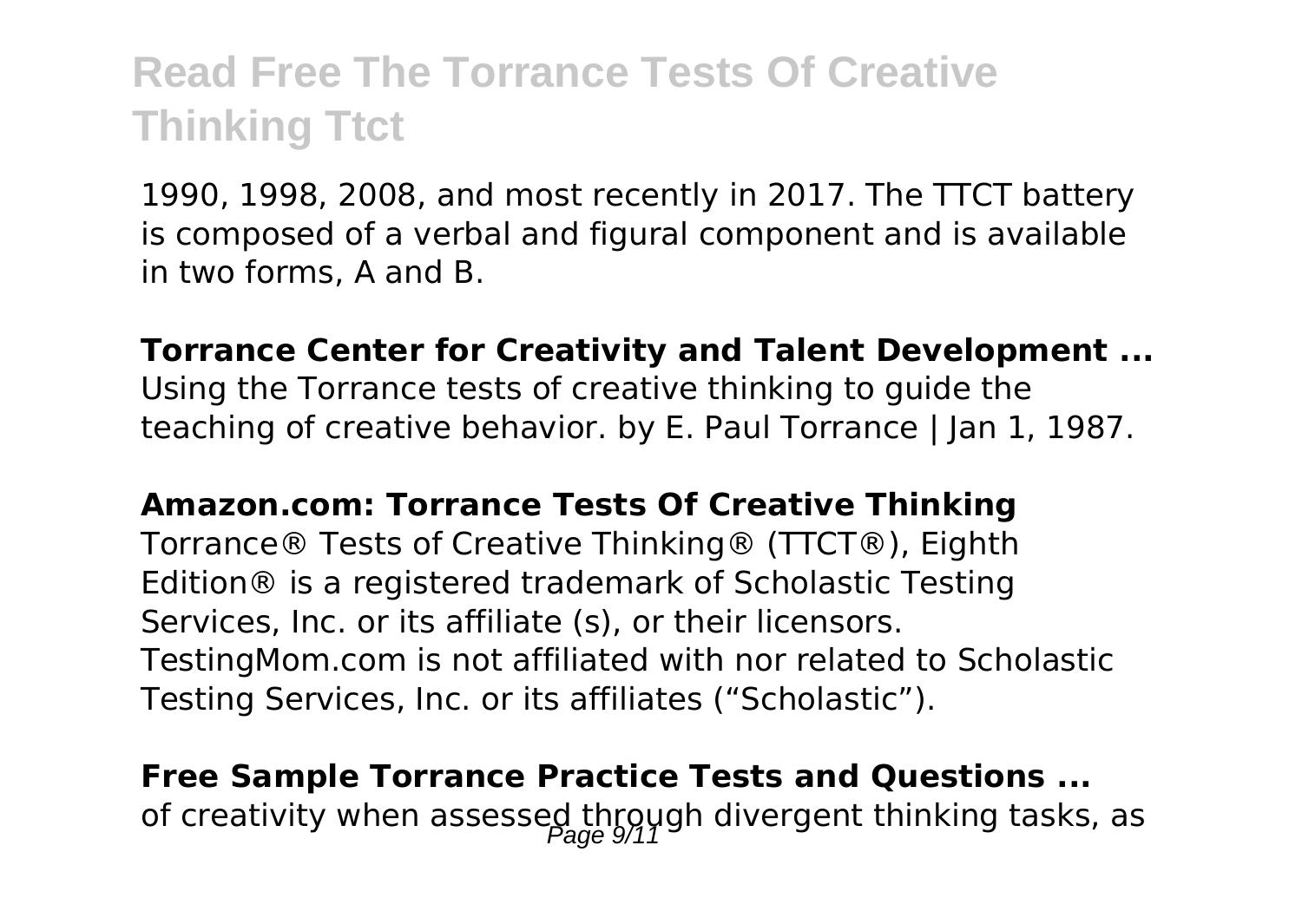1990, 1998, 2008, and most recently in 2017. The TTCT battery is composed of a verbal and figural component and is available in two forms, A and B.

**Torrance Center for Creativity and Talent Development ...**
Using the Torrance tests of creative thinking to guide the teaching of creative behavior. by E. Paul Torrance | Jan 1, 1987.

**Amazon.com: Torrance Tests Of Creative Thinking**
Torrance® Tests of Creative Thinking® (TTCT®), Eighth Edition® is a registered trademark of Scholastic Testing Services, Inc. or its affiliate (s), or their licensors. TestingMom.com is not affiliated with nor related to Scholastic Testing Services, Inc. or its affiliates ("Scholastic").

**Free Sample Torrance Practice Tests and Questions ...**
of creativity when assessed through divergent thinking tasks, as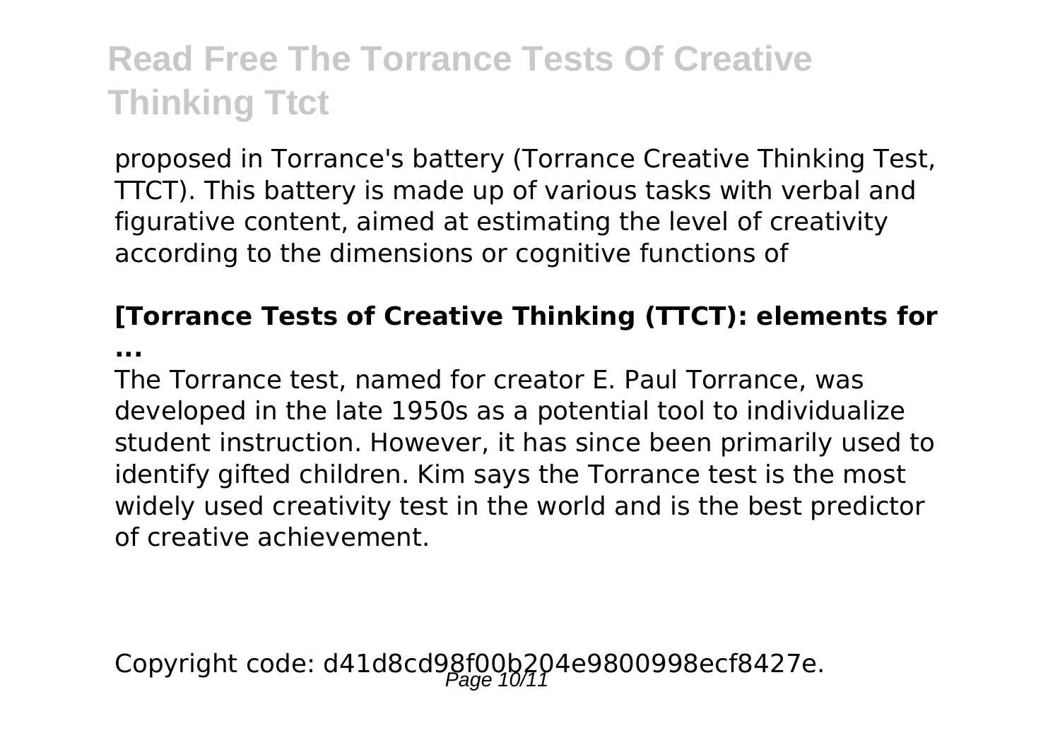proposed in Torrance's battery (Torrance Creative Thinking Test, TTCT). This battery is made up of various tasks with verbal and figurative content, aimed at estimating the level of creativity according to the dimensions or cognitive functions of

**[Torrance Tests of Creative Thinking (TTCT): elements for ...**

The Torrance test, named for creator E. Paul Torrance, was developed in the late 1950s as a potential tool to individualize student instruction. However, it has since been primarily used to identify gifted children. Kim says the Torrance test is the most widely used creativity test in the world and is the best predictor of creative achievement.

Copyright code: d41d8cd98f00b204e9800998ecf8427e.